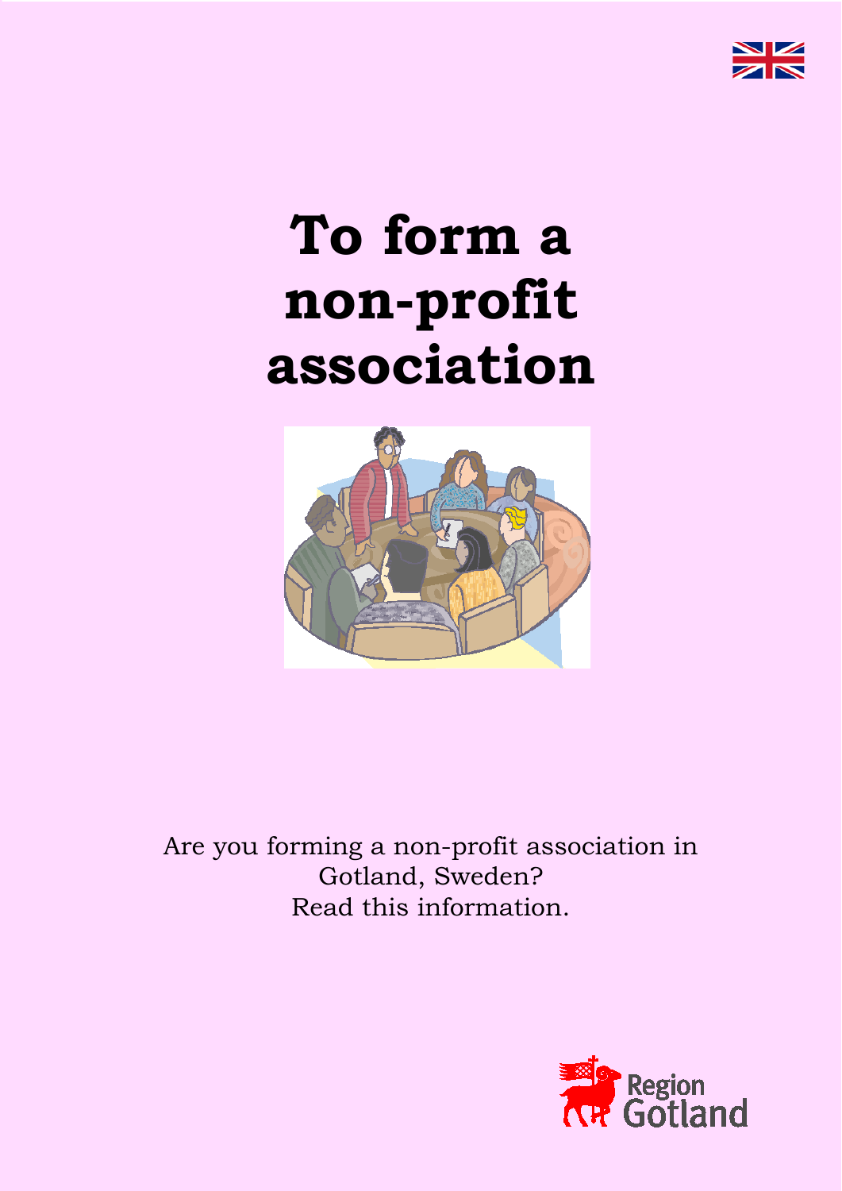# To form a non-profit association

Are you forming a non-profit association in Gotland, Sweden?
Read this information.

Region Gotland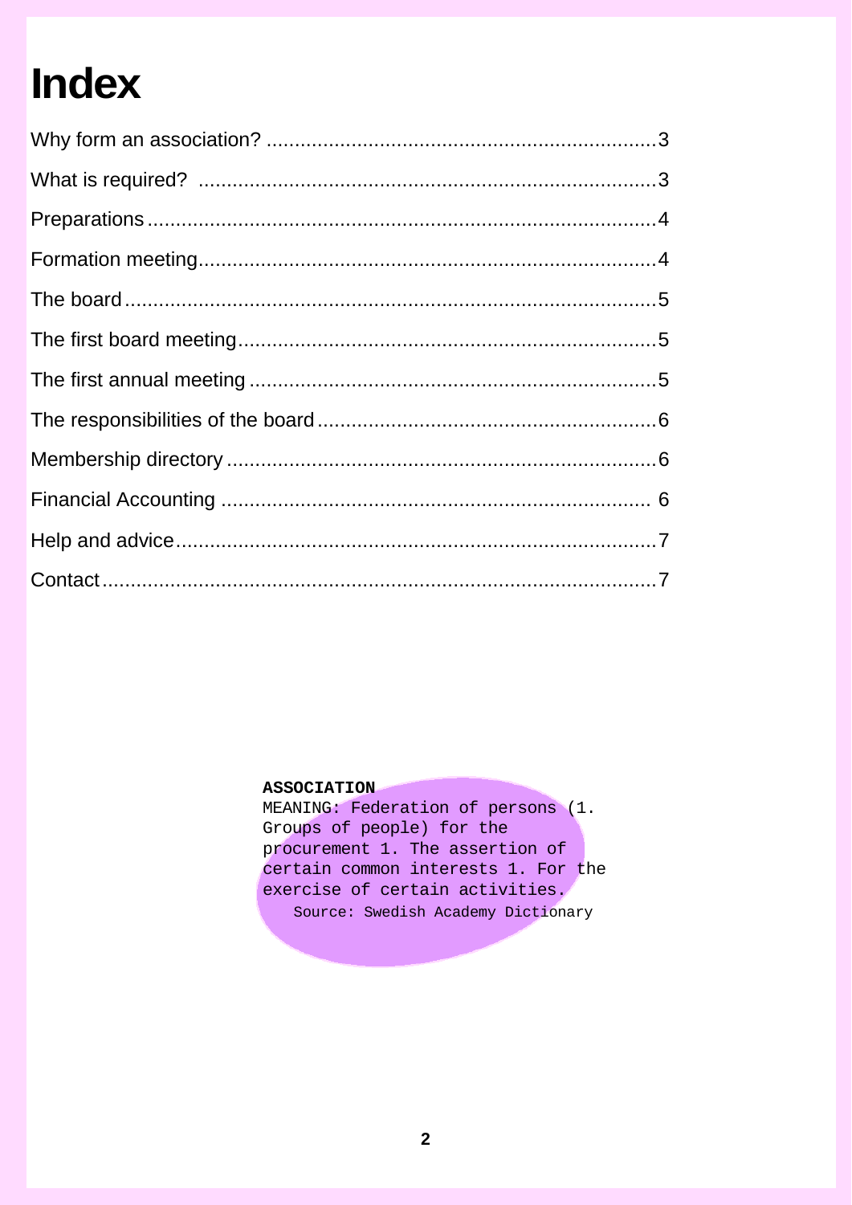# Index

Why form an association? ....................................................................3

What is required? ...............................................................................3

Preparations.........................................................................................4

Formation meeting................................................................................4

The board ............................................................................................5

The first board meeting.........................................................................5

The first annual meeting .......................................................................5

The responsibilities of the board ...........................................................6

Membership directory ...........................................................................6

Financial Accounting ........................................................................... 6

Help and advice....................................................................................7

Contact .................................................................................................7

**ASSOCIATION**
MEANING: Federation of persons (1. Groups of people) for the procurement 1. The assertion of certain common interests 1. For the exercise of certain activities.
Source: Swedish Academy Dictionary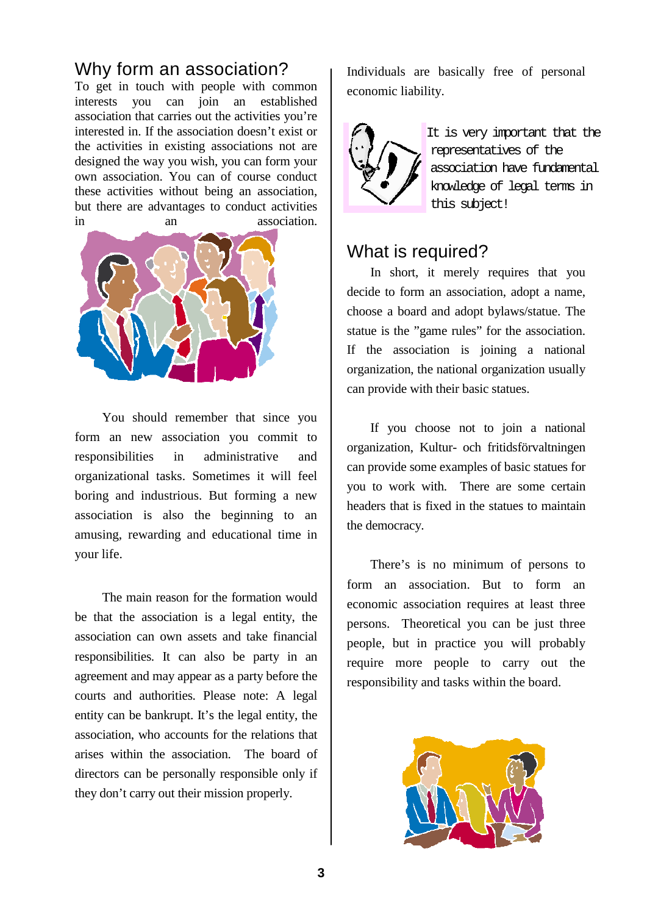## Why form an association?

To get in touch with people with common interests you can join an established association that carries out the activities you're interested in. If the association doesn't exist or the activities in existing associations not are designed the way you wish, you can form your own association. You can of course conduct these activities without being an association, but there are advantages to conduct activities in an association.

You should remember that since you form an new association you commit to responsibilities in administrative and organizational tasks. Sometimes it will feel boring and industrious. But forming a new association is also the beginning to an amusing, rewarding and educational time in your life.

The main reason for the formation would be that the association is a legal entity, the association can own assets and take financial responsibilities. It can also be party in an agreement and may appear as a party before the courts and authorities. Please note: A legal entity can be bankrupt. It's the legal entity, the association, who accounts for the relations that arises within the association. The board of directors can be personally responsible only if they don't carry out their mission properly. Individuals are basically free of personal economic liability.

It is very important that the representatives of the association have fundamental knowledge of legal terms in this subject!

## What is required?

In short, it merely requires that you decide to form an association, adopt a name, choose a board and adopt bylaws/statue. The statue is the "game rules" for the association. If the association is joining a national organization, the national organization usually can provide with their basic statues.

If you choose not to join a national organization, Kultur- och fritidsförvaltningen can provide some examples of basic statues for you to work with. There are some certain headers that is fixed in the statues to maintain the democracy.

There's is no minimum of persons to form an association. But to form an economic association requires at least three persons. Theoretical you can be just three people, but in practice you will probably require more people to carry out the responsibility and tasks within the board.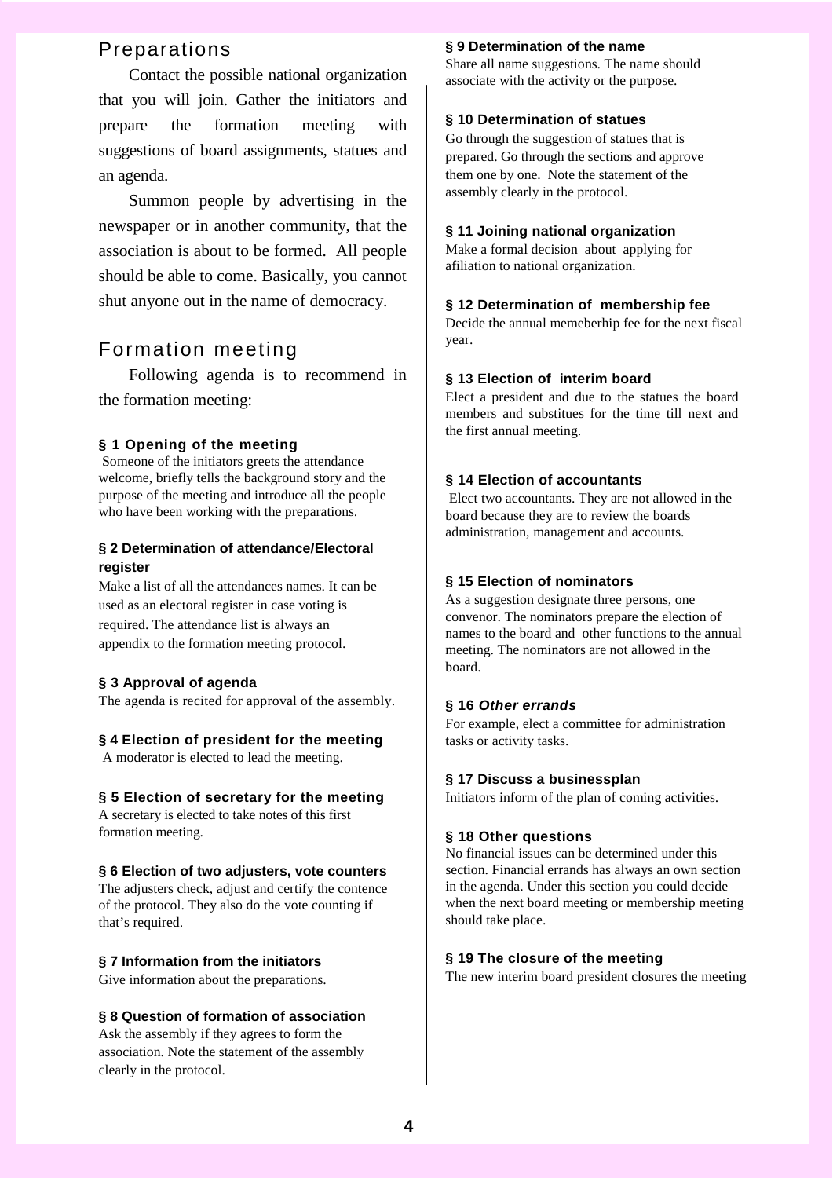## Preparations

Contact the possible national organization that you will join. Gather the initiators and prepare the formation meeting with suggestions of board assignments, statues and an agenda.

Summon people by advertising in the newspaper or in another community, that the association is about to be formed. All people should be able to come. Basically, you cannot shut anyone out in the name of democracy.

## Formation meeting

Following agenda is to recommend in the formation meeting:

### § 1 Opening of the meeting

Someone of the initiators greets the attendance welcome, briefly tells the background story and the purpose of the meeting and introduce all the people who have been working with the preparations.

### § 2 Determination of attendance/Electoral register

Make a list of all the attendances names. It can be used as an electoral register in case voting is required. The attendance list is always an appendix to the formation meeting protocol.

### § 3 Approval of agenda

The agenda is recited for approval of the assembly.

### § 4 Election of president for the meeting

A moderator is elected to lead the meeting.

### § 5 Election of secretary for the meeting

A secretary is elected to take notes of this first formation meeting.

### § 6 Election of two adjusters, vote counters

The adjusters check, adjust and certify the contence of the protocol. They also do the vote counting if that's required.

### § 7 Information from the initiators

Give information about the preparations.

### § 8 Question of formation of association

Ask the assembly if they agrees to form the association. Note the statement of the assembly clearly in the protocol.

### § 9 Determination of the name

Share all name suggestions. The name should associate with the activity or the purpose.

### § 10 Determination of statues

Go through the suggestion of statues that is prepared. Go through the sections and approve them one by one. Note the statement of the assembly clearly in the protocol.

### § 11 Joining national organization

Make a formal decision about applying for afiliation to national organization.

### § 12 Determination of membership fee

Decide the annual memeberhip fee for the next fiscal year.

### § 13 Election of interim board

Elect a president and due to the statues the board members and substitues for the time till next and the first annual meeting.

### § 14 Election of accountants

Elect two accountants. They are not allowed in the board because they are to review the boards administration, management and accounts.

### § 15 Election of nominators

As a suggestion designate three persons, one convenor. The nominators prepare the election of names to the board and other functions to the annual meeting. The nominators are not allowed in the board.

### § 16 *Other errands*

For example, elect a committee for administration tasks or activity tasks.

### § 17 Discuss a businessplan

Initiators inform of the plan of coming activities.

### § 18 Other questions

No financial issues can be determined under this section. Financial errands has always an own section in the agenda. Under this section you could decide when the next board meeting or membership meeting should take place.

### § 19 The closure of the meeting

The new interim board president closures the meeting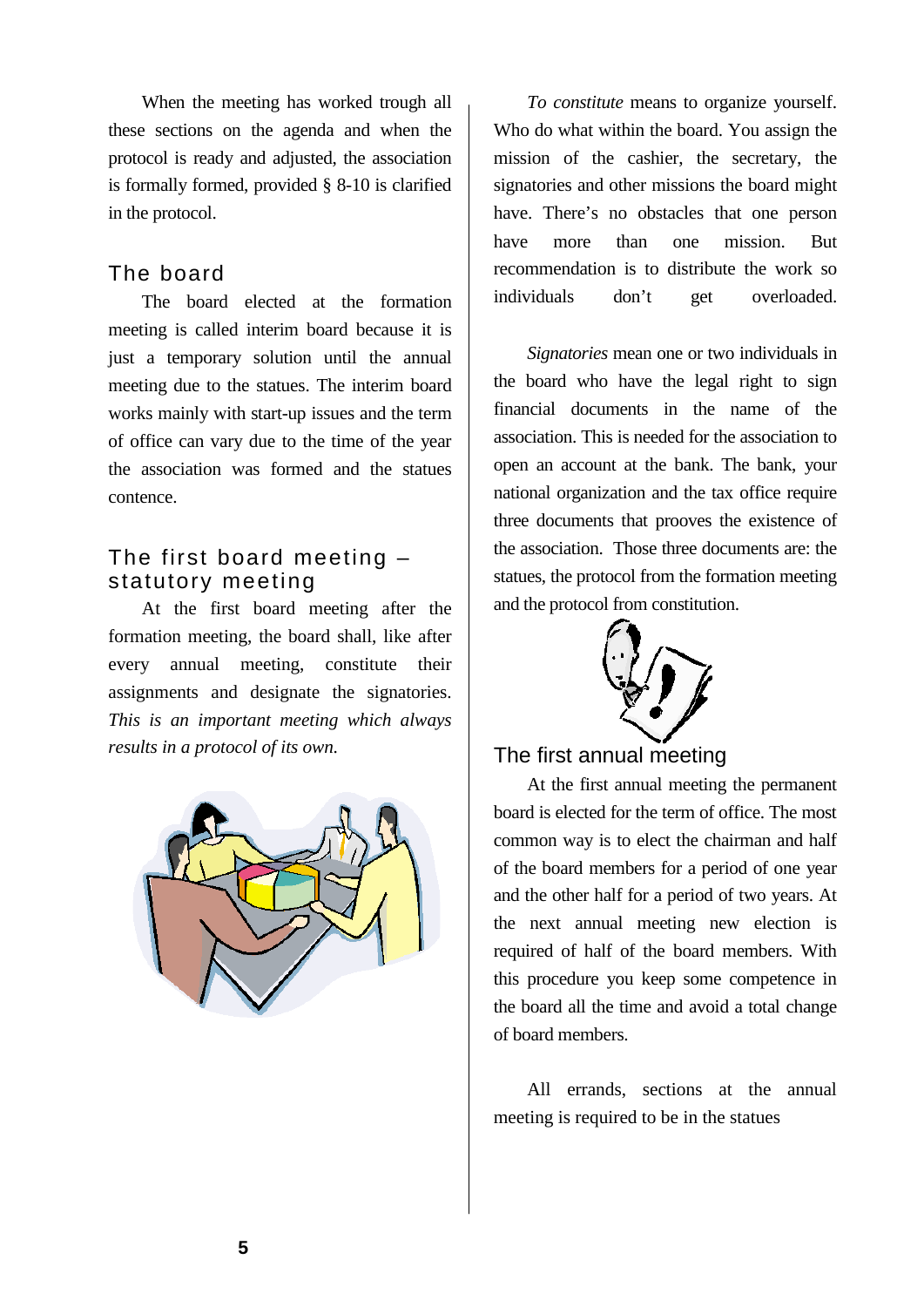When the meeting has worked trough all these sections on the agenda and when the protocol is ready and adjusted, the association is formally formed, provided § 8-10 is clarified in the protocol.

## The board

The board elected at the formation meeting is called interim board because it is just a temporary solution until the annual meeting due to the statues. The interim board works mainly with start-up issues and the term of office can vary due to the time of the year the association was formed and the statues contence.

## The first board meeting – statutory meeting

At the first board meeting after the formation meeting, the board shall, like after every annual meeting, constitute their assignments and designate the signatories. *This is an important meeting which always results in a protocol of its own.*

*To constitute* means to organize yourself. Who do what within the board. You assign the mission of the cashier, the secretary, the signatories and other missions the board might have. There's no obstacles that one person have more than one mission. But recommendation is to distribute the work so individuals don't get overloaded.

*Signatories* mean one or two individuals in the board who have the legal right to sign financial documents in the name of the association. This is needed for the association to open an account at the bank. The bank, your national organization and the tax office require three documents that prooves the existence of the association. Those three documents are: the statues, the protocol from the formation meeting and the protocol from constitution.

## The first annual meeting

At the first annual meeting the permanent board is elected for the term of office. The most common way is to elect the chairman and half of the board members for a period of one year and the other half for a period of two years. At the next annual meeting new election is required of half of the board members. With this procedure you keep some competence in the board all the time and avoid a total change of board members.

All errands, sections at the annual meeting is required to be in the statues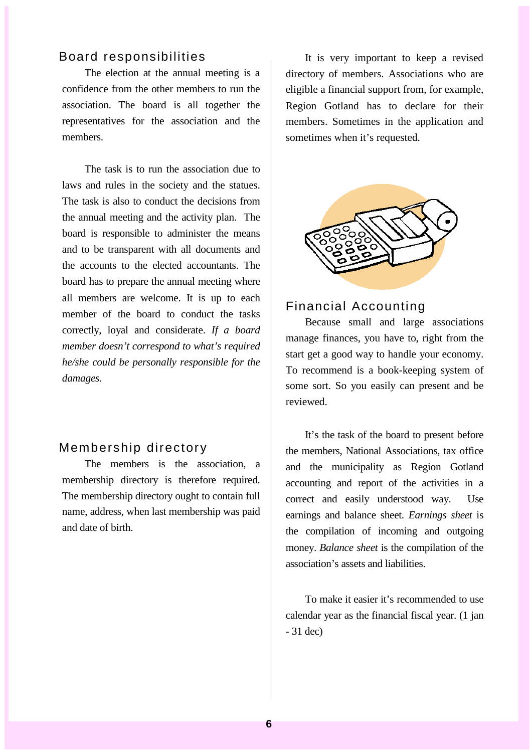## Board responsibilities

The election at the annual meeting is a confidence from the other members to run the association. The board is all together the representatives for the association and the members.

The task is to run the association due to laws and rules in the society and the statues. The task is also to conduct the decisions from the annual meeting and the activity plan. The board is responsible to administer the means and to be transparent with all documents and the accounts to the elected accountants. The board has to prepare the annual meeting where all members are welcome. It is up to each member of the board to conduct the tasks correctly, loyal and considerate. *If a board member doesn't correspond to what's required he/she could be personally responsible for the damages.*

## Membership directory

The members is the association, a membership directory is therefore required. The membership directory ought to contain full name, address, when last membership was paid and date of birth.

It is very important to keep a revised directory of members. Associations who are eligible a financial support from, for example, Region Gotland has to declare for their members. Sometimes in the application and sometimes when it's requested.

## Financial Accounting

Because small and large associations manage finances, you have to, right from the start get a good way to handle your economy. To recommend is a book-keeping system of some sort. So you easily can present and be reviewed.

It's the task of the board to present before the members, National Associations, tax office and the municipality as Region Gotland accounting and report of the activities in a correct and easily understood way. Use earnings and balance sheet. *Earnings sheet* is the compilation of incoming and outgoing money. *Balance sheet* is the compilation of the association's assets and liabilities.

To make it easier it's recommended to use calendar year as the financial fiscal year. (1 jan - 31 dec)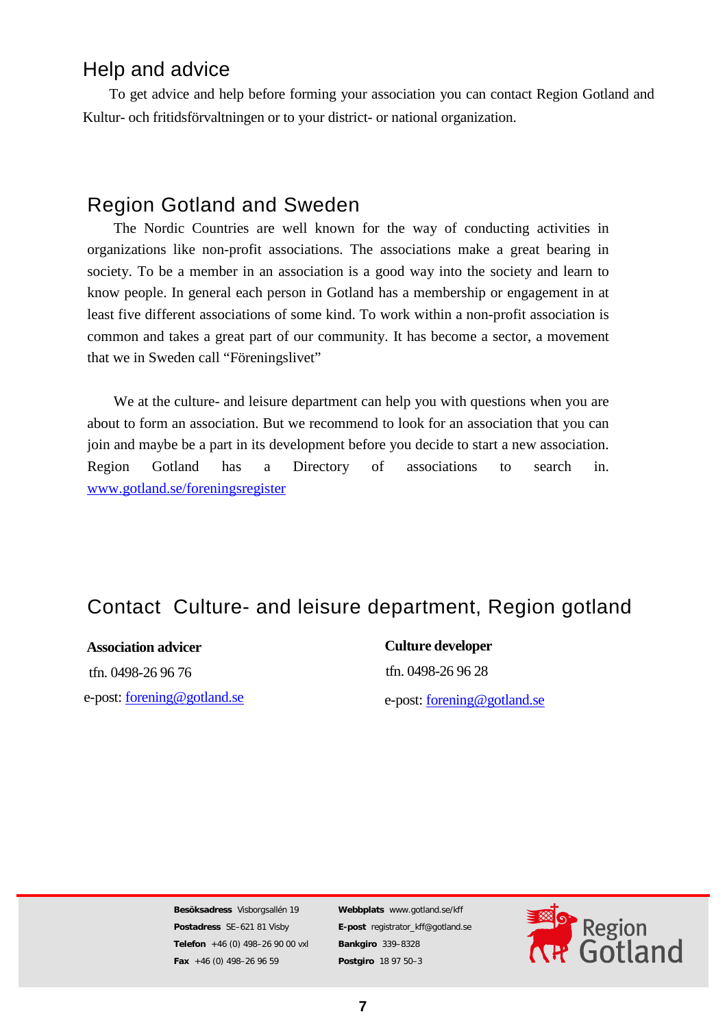## Help and advice

To get advice and help before forming your association you can contact Region Gotland and Kultur- och fritidsförvaltningen or to your district- or national organization.

## Region Gotland and Sweden

The Nordic Countries are well known for the way of conducting activities in organizations like non-profit associations. The associations make a great bearing in society. To be a member in an association is a good way into the society and learn to know people. In general each person in Gotland has a membership or engagement in at least five different associations of some kind. To work within a non-profit association is common and takes a great part of our community. It has become a sector, a movement that we in Sweden call "Föreningslivet"

We at the culture- and leisure department can help you with questions when you are about to form an association. But we recommend to look for an association that you can join and maybe be a part in its development before you decide to start a new association. Region Gotland has a Directory of associations to search in. www.gotland.se/foreningsregister

## Contact Culture- and leisure department, Region gotland

**Association advicer**

tfn. 0498-26 96 76

e-post: forening@gotland.se

**Culture developer**

tfn. 0498-26 96 28

e-post: forening@gotland.se

**Besöksadress** Visborgsallén 19
**Postadress** SE–621 81 Visby
**Telefon** +46 (0) 498–26 90 00 vxl
**Fax** +46 (0) 498–26 96 59

**Webbplats** www.gotland.se/kff
**E-post** registrator_kff@gotland.se
**Bankgiro** 339–8328
**Postgiro** 18 97 50–3

Region Gotland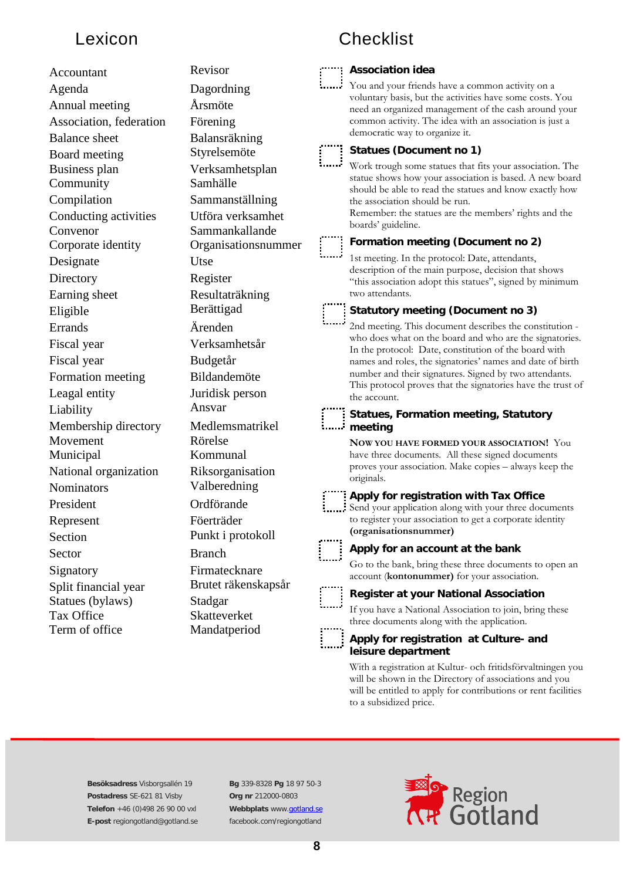# Lexicon

| | |
|---|---|
| Accountant | Revisor |
| Agenda | Dagordning |
| Annual meeting | Årsmöte |
| Association, federation | Förening |
| Balance sheet | Balansräkning |
| Board meeting | Styrelsemöte |
| Business plan | Verksamhetsplan |
| Community | Samhälle |
| Compilation | Sammanställning |
| Conducting activities | Utföra verksamhet |
| Convenor | Sammankallande |
| Corporate identity | Organisationsnummer |
| Designate | Utse |
| Directory | Register |
| Earning sheet | Resultaträkning |
| Eligible | Berättigad |
| Errands | Ärenden |
| Fiscal year | Verksamhetsår |
| Fiscal year | Budgetår |
| Formation meeting | Bildandemöte |
| Leagal entity | Juridisk person |
| Liability | Ansvar |
| Membership directory | Medlemsmatrikel |
| Movement | Rörelse |
| Municipal | Kommunal |
| National organization | Riksorganisation |
| Nominators | Valberedning |
| President | Ordförande |
| Represent | Föerträder |
| Section | Punkt i protokoll |
| Sector | Branch |
| Signatory | Firmatecknare |
| Split financial year | Brutet räkenskapsår |
| Statues (bylaws) | Stadgar |
| Tax Office | Skatteverket |
| Term of office | Mandatperiod |

# Checklist

- [ ] **Association idea**

You and your friends have a common activity on a voluntary basis, but the activities have some costs. You need an organized management of the cash around your common activity. The idea with an association is just a democratic way to organize it.

- [ ] **Statues (Document no 1)**

Work trough some statues that fits your association. The statue shows how your association is based. A new board should be able to read the statues and know exactly how the association should be run.
Remember: the statues are the members' rights and the boards' guideline.

- [ ] **Formation meeting (Document no 2)**

1st meeting. In the protocol: Date, attendants, description of the main purpose, decision that shows "this association adopt this statues", signed by minimum two attendants.

- [ ] **Statutory meeting (Document no 3)**

2nd meeting. This document describes the constitution - who does what on the board and who are the signatories. In the protocol: Date, constitution of the board with names and roles, the signatories' names and date of birth number and their signatures. Signed by two attendants. This protocol proves that the signatories have the trust of the account.

- [ ] **Statues, Formation meeting, Statutory meeting**

NOW YOU HAVE FORMED YOUR ASSOCIATION! You have three documents. All these signed documents proves your association. Make copies – always keep the originals.

- [ ] **Apply for registration with Tax Office**

Send your application along with your three documents to register your association to get a corporate identity **(organisationsnummer)**

- [ ] **Apply for an account at the bank**

Go to the bank, bring these three documents to open an account (**kontonummer)** for your association.

- [ ] **Register at your National Association**

If you have a National Association to join, bring these three documents along with the application.

- [ ] **Apply for registration at Culture- and leisure department**

With a registration at Kultur- och fritidsförvaltningen you will be shown in the Directory of associations and you will be entitled to apply for contributions or rent facilities to a subsidized price.

---

**Besöksadress** Visborgsallén 19
**Postadress** SE-621 81 Visby
**Telefon** +46 (0)498 26 90 00 vxl
**E-post** regiongotland@gotland.se

**Bg** 339-8328 **Pg** 18 97 50-3
**Org nr** 212000-0803
**Webbplats** www.gotland.se
facebook.com/regiongotland

Region Gotland